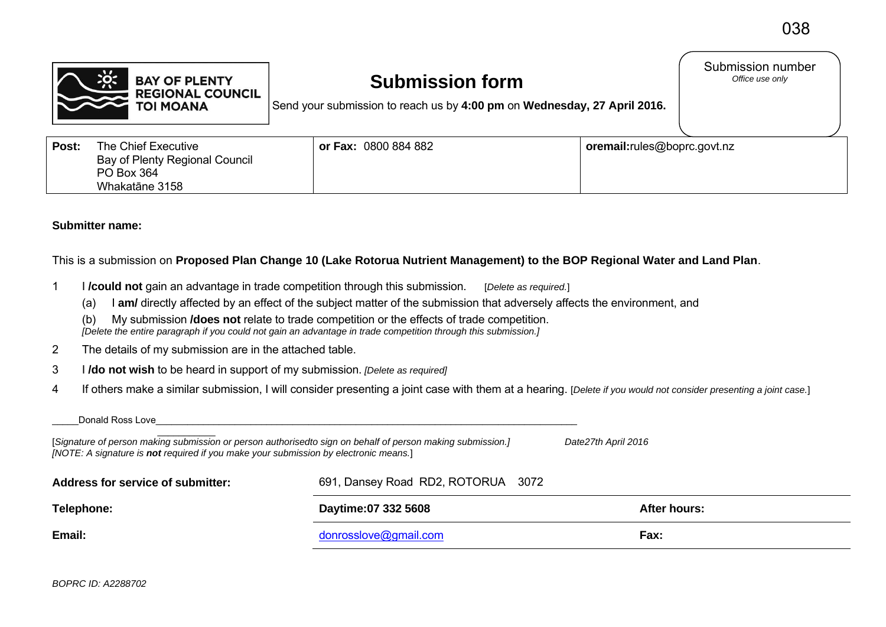BAY OF PLENTY REGIONAL COUNCIL TOI MOANA

# Submission form

Send your submission to reach us by **4:00 pm** on **Wednesday, 27 April 2016.**

Submission number
*Office use only*

| **Post:** The Chief Executive Bay of Plenty Regional Council PO Box 364 Whakatāne 3158 | **or Fax:** 0800 884 882 | **oremail:**rules@boprc.govt.nz |
|---|---|---|

**Submitter name:**

This is a submission on **Proposed Plan Change 10 (Lake Rotorua Nutrient Management) to the BOP Regional Water and Land Plan**.

1. I **/could not** gain an advantage in trade competition through this submission. [*Delete as required.*]
   - (a) I **am/** directly affected by an effect of the subject matter of the submission that adversely affects the environment, and
   - (b) My submission **/does not** relate to trade competition or the effects of trade competition.

   *[Delete the entire paragraph if you could not gain an advantage in trade competition through this submission.]*
2. The details of my submission are in the attached table.
3. I **/do not wish** to be heard in support of my submission. *[Delete as required]*
4. If others make a similar submission, I will consider presenting a joint case with them at a hearing. [*Delete if you would not consider presenting a joint case.*]

_____Donald Ross Love_____________________________________________

[*Signature of person making submission or person authorisedto sign on behalf of person making submission.]* *Date27th April 2016*
*[NOTE: A signature is **not** required if you make your submission by electronic means.*]

| | | |
|---|---|---|
| **Address for service of submitter:** | 691, Dansey Road RD2, ROTORUA 3072 | |
| **Telephone:** | **Daytime:07 332 5608** | **After hours:** |
| **Email:** | donrosslove@gmail.com | **Fax:** |

*BOPRC ID: A2288702*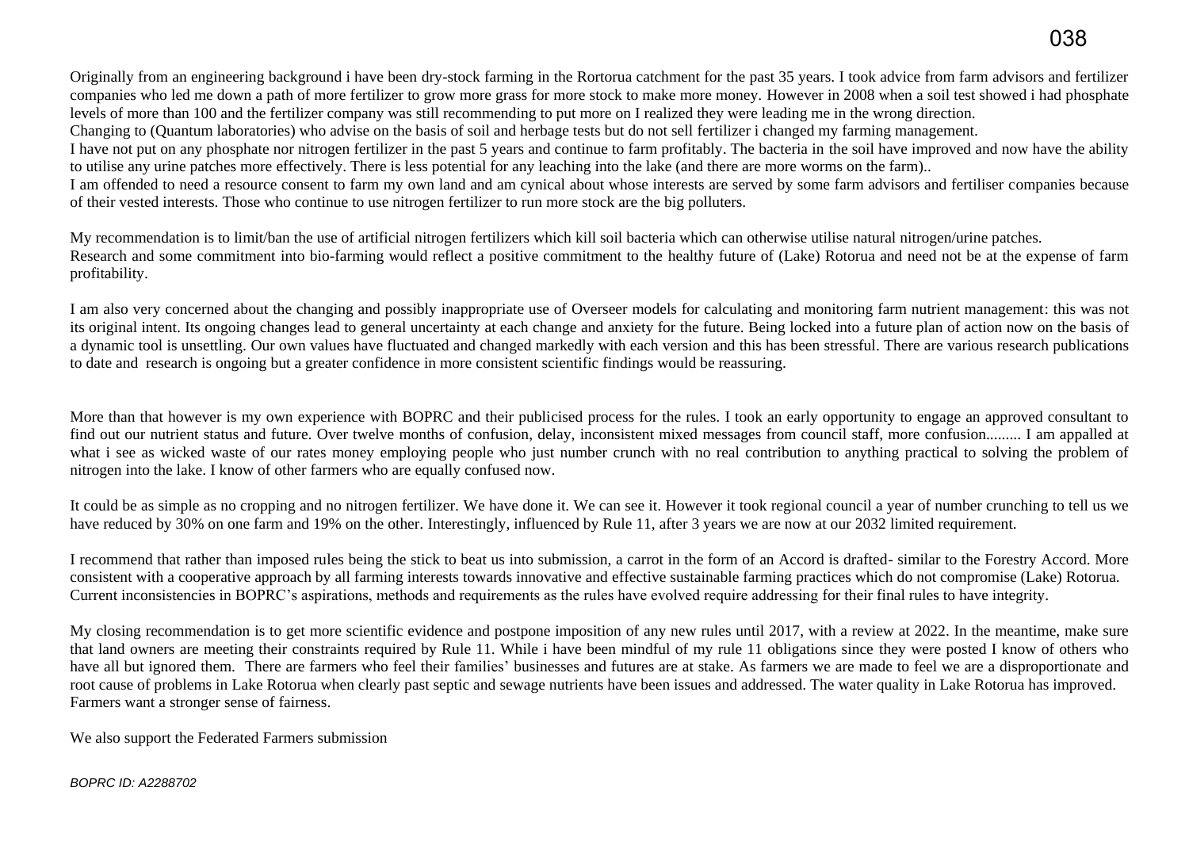Originally from an engineering background i have been dry-stock farming in the Rortorua catchment for the past 35 years. I took advice from farm advisors and fertilizer companies who led me down a path of more fertilizer to grow more grass for more stock to make more money. However in 2008 when a soil test showed i had phosphate levels of more than 100 and the fertilizer company was still recommending to put more on I realized they were leading me in the wrong direction.

Changing to (Quantum laboratories) who advise on the basis of soil and herbage tests but do not sell fertilizer i changed my farming management.

I have not put on any phosphate nor nitrogen fertilizer in the past 5 years and continue to farm profitably. The bacteria in the soil have improved and now have the ability to utilise any urine patches more effectively. There is less potential for any leaching into the lake (and there are more worms on the farm)..

I am offended to need a resource consent to farm my own land and am cynical about whose interests are served by some farm advisors and fertiliser companies because of their vested interests. Those who continue to use nitrogen fertilizer to run more stock are the big polluters.

My recommendation is to limit/ban the use of artificial nitrogen fertilizers which kill soil bacteria which can otherwise utilise natural nitrogen/urine patches.

Research and some commitment into bio-farming would reflect a positive commitment to the healthy future of (Lake) Rotorua and need not be at the expense of farm profitability.

I am also very concerned about the changing and possibly inappropriate use of Overseer models for calculating and monitoring farm nutrient management: this was not its original intent. Its ongoing changes lead to general uncertainty at each change and anxiety for the future. Being locked into a future plan of action now on the basis of a dynamic tool is unsettling. Our own values have fluctuated and changed markedly with each version and this has been stressful. There are various research publications to date and research is ongoing but a greater confidence in more consistent scientific findings would be reassuring.

More than that however is my own experience with BOPRC and their publicised process for the rules. I took an early opportunity to engage an approved consultant to find out our nutrient status and future. Over twelve months of confusion, delay, inconsistent mixed messages from council staff, more confusion......... I am appalled at what i see as wicked waste of our rates money employing people who just number crunch with no real contribution to anything practical to solving the problem of nitrogen into the lake. I know of other farmers who are equally confused now.

It could be as simple as no cropping and no nitrogen fertilizer. We have done it. We can see it. However it took regional council a year of number crunching to tell us we have reduced by 30% on one farm and 19% on the other. Interestingly, influenced by Rule 11, after 3 years we are now at our 2032 limited requirement.

I recommend that rather than imposed rules being the stick to beat us into submission, a carrot in the form of an Accord is drafted- similar to the Forestry Accord. More consistent with a cooperative approach by all farming interests towards innovative and effective sustainable farming practices which do not compromise (Lake) Rotorua. Current inconsistencies in BOPRC's aspirations, methods and requirements as the rules have evolved require addressing for their final rules to have integrity.

My closing recommendation is to get more scientific evidence and postpone imposition of any new rules until 2017, with a review at 2022. In the meantime, make sure that land owners are meeting their constraints required by Rule 11. While i have been mindful of my rule 11 obligations since they were posted I know of others who have all but ignored them. There are farmers who feel their families' businesses and futures are at stake. As farmers we are made to feel we are a disproportionate and root cause of problems in Lake Rotorua when clearly past septic and sewage nutrients have been issues and addressed. The water quality in Lake Rotorua has improved. Farmers want a stronger sense of fairness.

We also support the Federated Farmers submission

*BOPRC ID: A2288702*